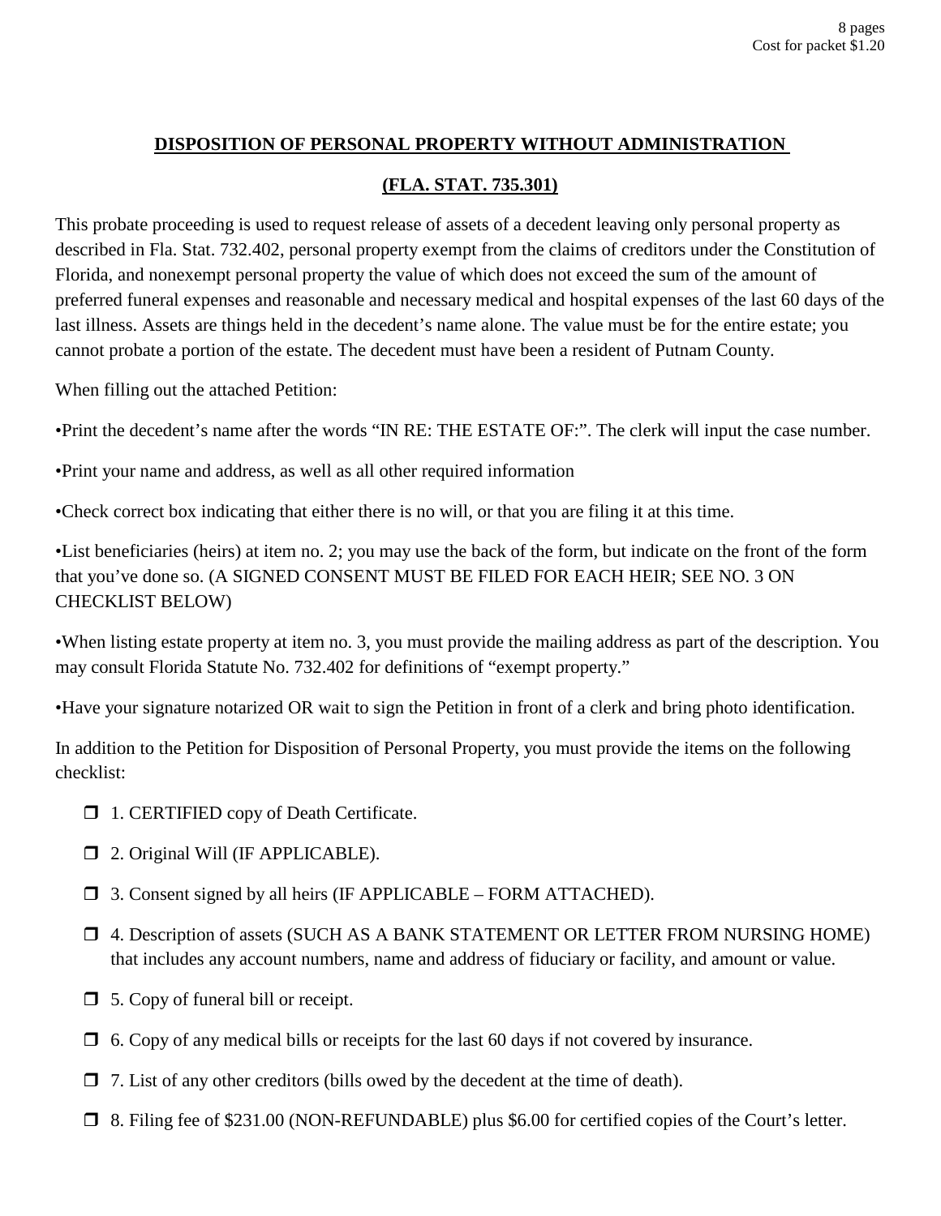8 pages
Cost for packet $1.20

## DISPOSITION OF PERSONAL PROPERTY WITHOUT ADMINISTRATION

## (FLA. STAT. 735.301)

This probate proceeding is used to request release of assets of a decedent leaving only personal property as described in Fla. Stat. 732.402, personal property exempt from the claims of creditors under the Constitution of Florida, and nonexempt personal property the value of which does not exceed the sum of the amount of preferred funeral expenses and reasonable and necessary medical and hospital expenses of the last 60 days of the last illness. Assets are things held in the decedent's name alone. The value must be for the entire estate; you cannot probate a portion of the estate. The decedent must have been a resident of Putnam County.

When filling out the attached Petition:

•Print the decedent's name after the words "IN RE: THE ESTATE OF:". The clerk will input the case number.

•Print your name and address, as well as all other required information

•Check correct box indicating that either there is no will, or that you are filing it at this time.

•List beneficiaries (heirs) at item no. 2; you may use the back of the form, but indicate on the front of the form that you've done so. (A SIGNED CONSENT MUST BE FILED FOR EACH HEIR; SEE NO. 3 ON CHECKLIST BELOW)

•When listing estate property at item no. 3, you must provide the mailing address as part of the description. You may consult Florida Statute No. 732.402 for definitions of "exempt property."

•Have your signature notarized OR wait to sign the Petition in front of a clerk and bring photo identification.

In addition to the Petition for Disposition of Personal Property, you must provide the items on the following checklist:

- ☐ 1. CERTIFIED copy of Death Certificate.
- ☐ 2. Original Will (IF APPLICABLE).
- ☐ 3. Consent signed by all heirs (IF APPLICABLE – FORM ATTACHED).
- ☐ 4. Description of assets (SUCH AS A BANK STATEMENT OR LETTER FROM NURSING HOME) that includes any account numbers, name and address of fiduciary or facility, and amount or value.
- ☐ 5. Copy of funeral bill or receipt.
- ☐ 6. Copy of any medical bills or receipts for the last 60 days if not covered by insurance.
- ☐ 7. List of any other creditors (bills owed by the decedent at the time of death).
- ☐ 8. Filing fee of $231.00 (NON-REFUNDABLE) plus $6.00 for certified copies of the Court's letter.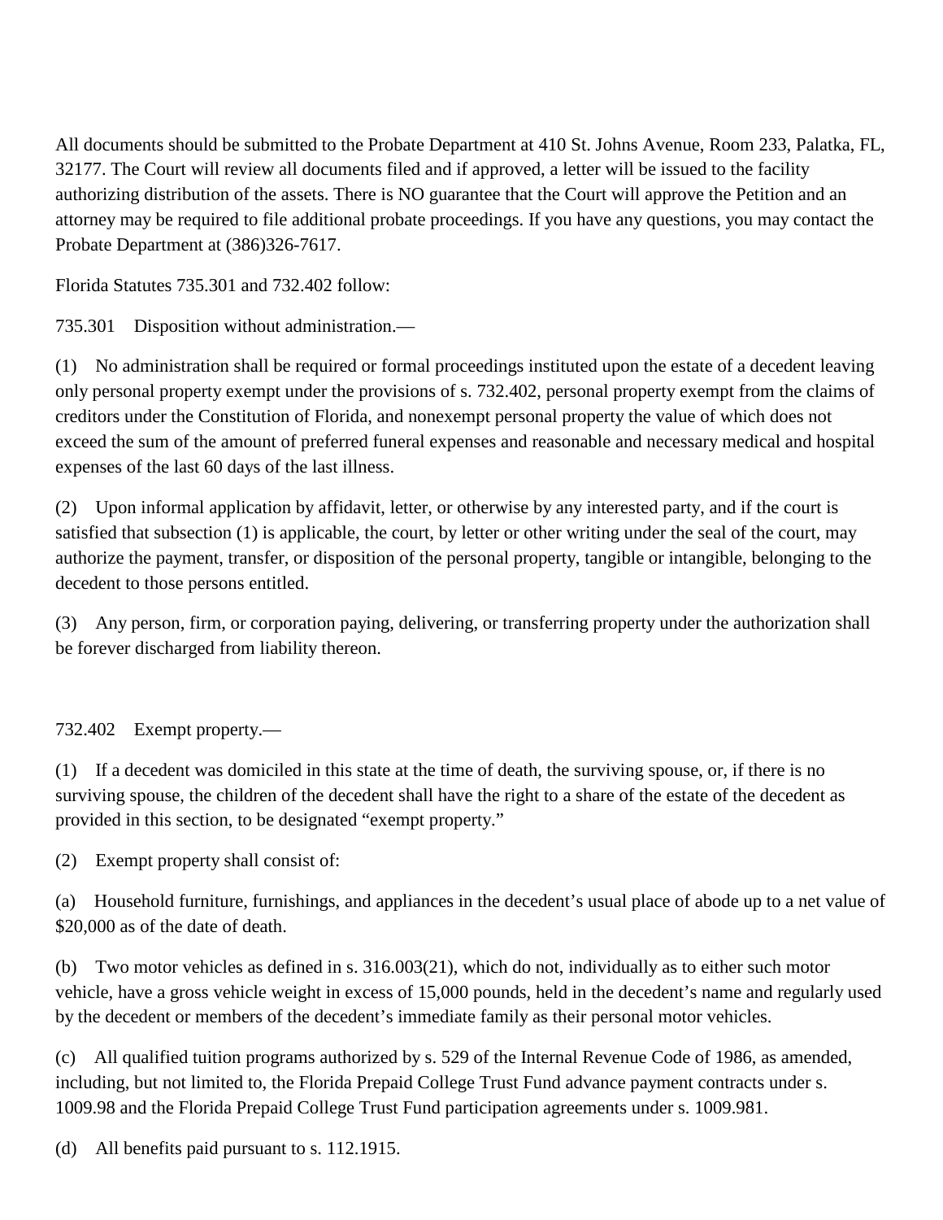All documents should be submitted to the Probate Department at 410 St. Johns Avenue, Room 233, Palatka, FL, 32177. The Court will review all documents filed and if approved, a letter will be issued to the facility authorizing distribution of the assets. There is NO guarantee that the Court will approve the Petition and an attorney may be required to file additional probate proceedings. If you have any questions, you may contact the Probate Department at (386)326-7617.

Florida Statutes 735.301 and 732.402 follow:

735.301 Disposition without administration.—

(1) No administration shall be required or formal proceedings instituted upon the estate of a decedent leaving only personal property exempt under the provisions of s. 732.402, personal property exempt from the claims of creditors under the Constitution of Florida, and nonexempt personal property the value of which does not exceed the sum of the amount of preferred funeral expenses and reasonable and necessary medical and hospital expenses of the last 60 days of the last illness.

(2) Upon informal application by affidavit, letter, or otherwise by any interested party, and if the court is satisfied that subsection (1) is applicable, the court, by letter or other writing under the seal of the court, may authorize the payment, transfer, or disposition of the personal property, tangible or intangible, belonging to the decedent to those persons entitled.

(3) Any person, firm, or corporation paying, delivering, or transferring property under the authorization shall be forever discharged from liability thereon.

732.402 Exempt property.—

(1) If a decedent was domiciled in this state at the time of death, the surviving spouse, or, if there is no surviving spouse, the children of the decedent shall have the right to a share of the estate of the decedent as provided in this section, to be designated "exempt property."

(2) Exempt property shall consist of:

(a) Household furniture, furnishings, and appliances in the decedent's usual place of abode up to a net value of $20,000 as of the date of death.

(b) Two motor vehicles as defined in s. 316.003(21), which do not, individually as to either such motor vehicle, have a gross vehicle weight in excess of 15,000 pounds, held in the decedent's name and regularly used by the decedent or members of the decedent's immediate family as their personal motor vehicles.

(c) All qualified tuition programs authorized by s. 529 of the Internal Revenue Code of 1986, as amended, including, but not limited to, the Florida Prepaid College Trust Fund advance payment contracts under s. 1009.98 and the Florida Prepaid College Trust Fund participation agreements under s. 1009.981.

(d) All benefits paid pursuant to s. 112.1915.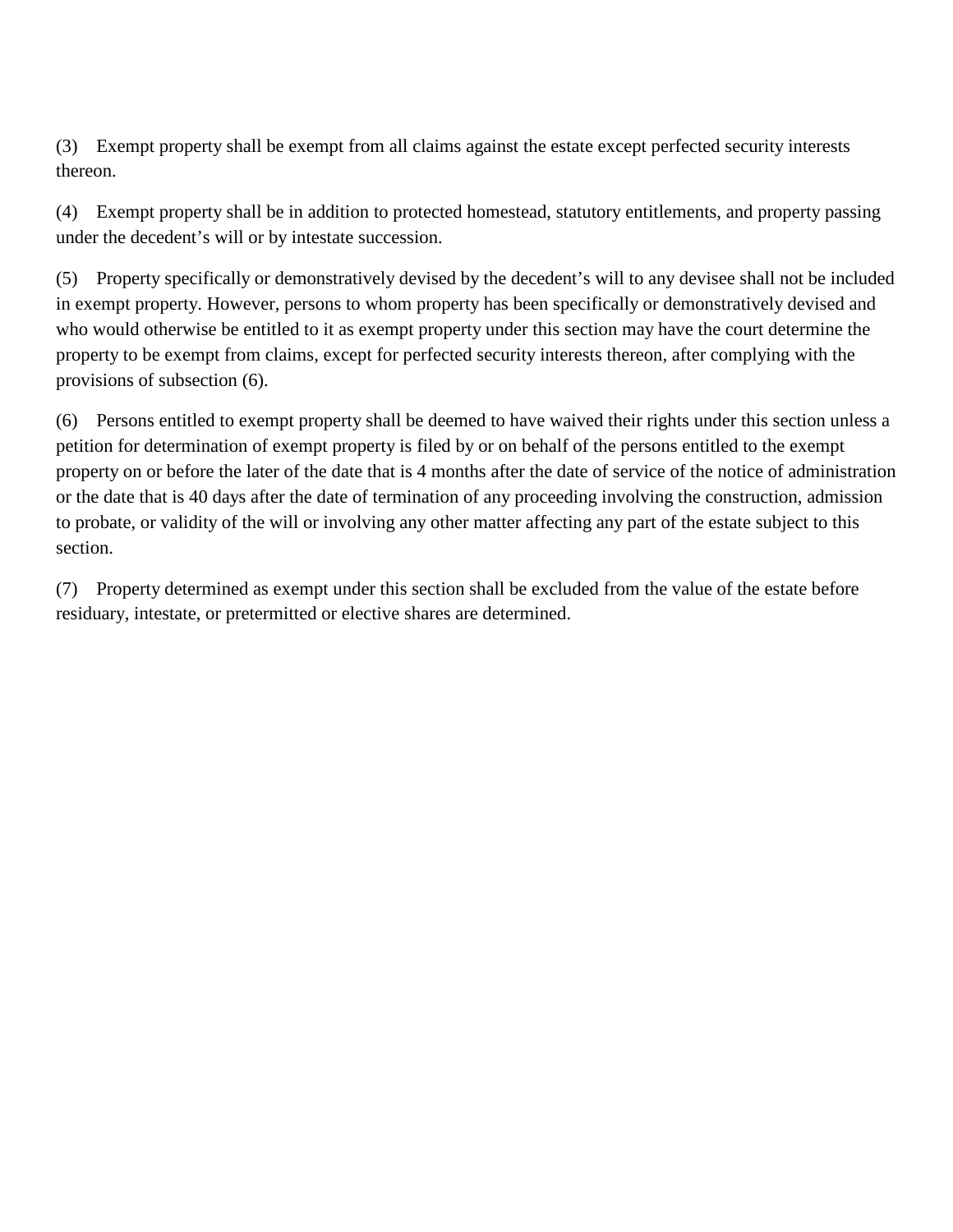(3) Exempt property shall be exempt from all claims against the estate except perfected security interests thereon.

(4) Exempt property shall be in addition to protected homestead, statutory entitlements, and property passing under the decedent’s will or by intestate succession.

(5) Property specifically or demonstratively devised by the decedent’s will to any devisee shall not be included in exempt property. However, persons to whom property has been specifically or demonstratively devised and who would otherwise be entitled to it as exempt property under this section may have the court determine the property to be exempt from claims, except for perfected security interests thereon, after complying with the provisions of subsection (6).

(6) Persons entitled to exempt property shall be deemed to have waived their rights under this section unless a petition for determination of exempt property is filed by or on behalf of the persons entitled to the exempt property on or before the later of the date that is 4 months after the date of service of the notice of administration or the date that is 40 days after the date of termination of any proceeding involving the construction, admission to probate, or validity of the will or involving any other matter affecting any part of the estate subject to this section.

(7) Property determined as exempt under this section shall be excluded from the value of the estate before residuary, intestate, or pretermitted or elective shares are determined.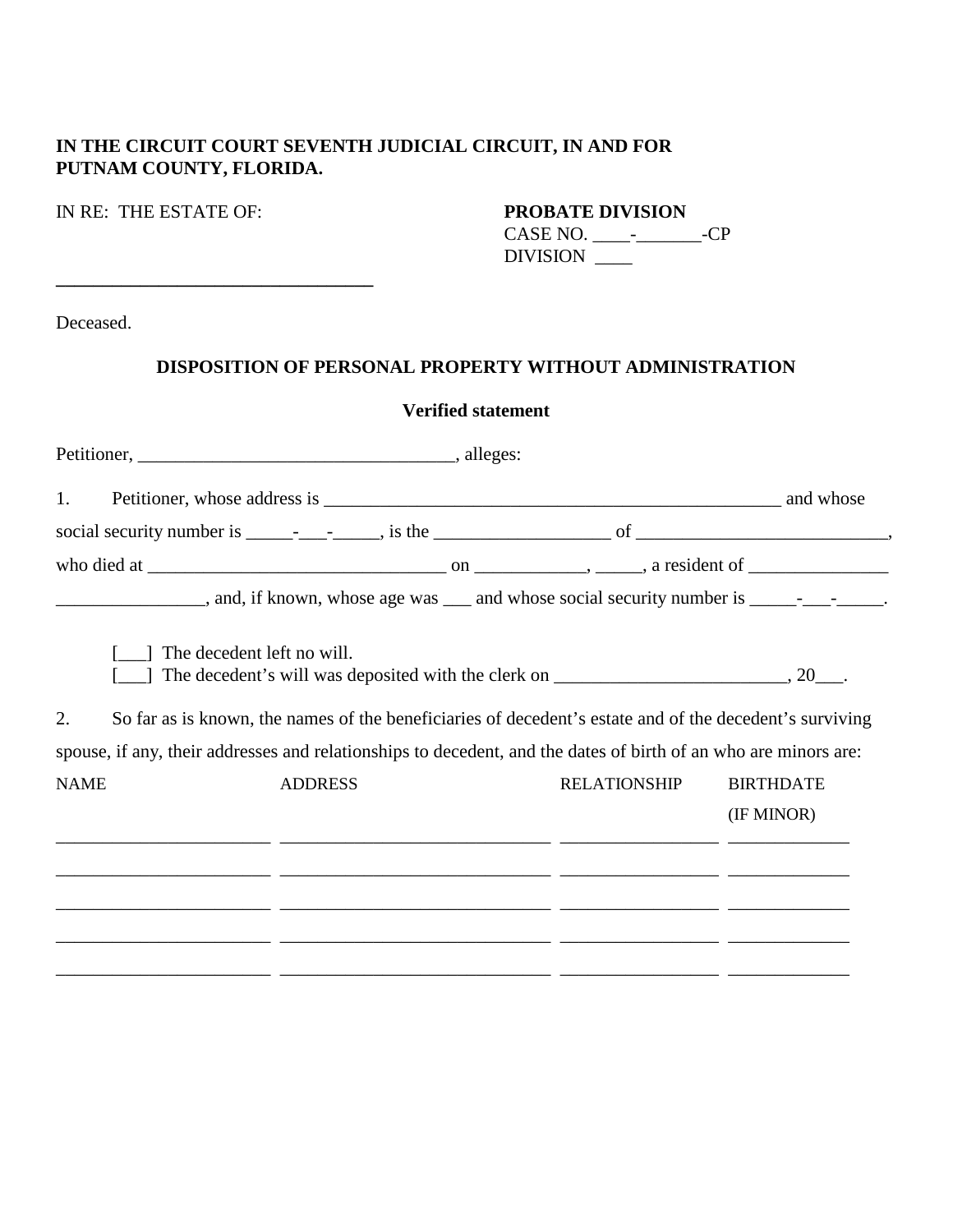**IN THE CIRCUIT COURT SEVENTH JUDICIAL CIRCUIT, IN AND FOR PUTNAM COUNTY, FLORIDA.**

IN RE: THE ESTATE OF:

**PROBATE DIVISION**
CASE NO. ____-_______-CP
DIVISION ____

__________________________________

Deceased.

**DISPOSITION OF PERSONAL PROPERTY WITHOUT ADMINISTRATION**

**Verified statement**

Petitioner, __________________________________, alleges:

1. Petitioner, whose address is ___________________________________________________ and whose social security number is _____-___-_____, is the __________________ of __________________________, who died at _______________________________ on ___________, _____, a resident of _______________ _______________, and, if known, whose age was ___ and whose social security number is _____-___-_____.

[___] The decedent left no will.
[___] The decedent's will was deposited with the clerk on _________________________, 20___.

2. So far as is known, the names of the beneficiaries of decedent's estate and of the decedent's surviving spouse, if any, their addresses and relationships to decedent, and the dates of birth of an who are minors are:

| NAME | ADDRESS | RELATIONSHIP | BIRTHDATE (IF MINOR) |
|---|---|---|---|
| | | | |
| | | | |
| | | | |
| | | | |
| | | | |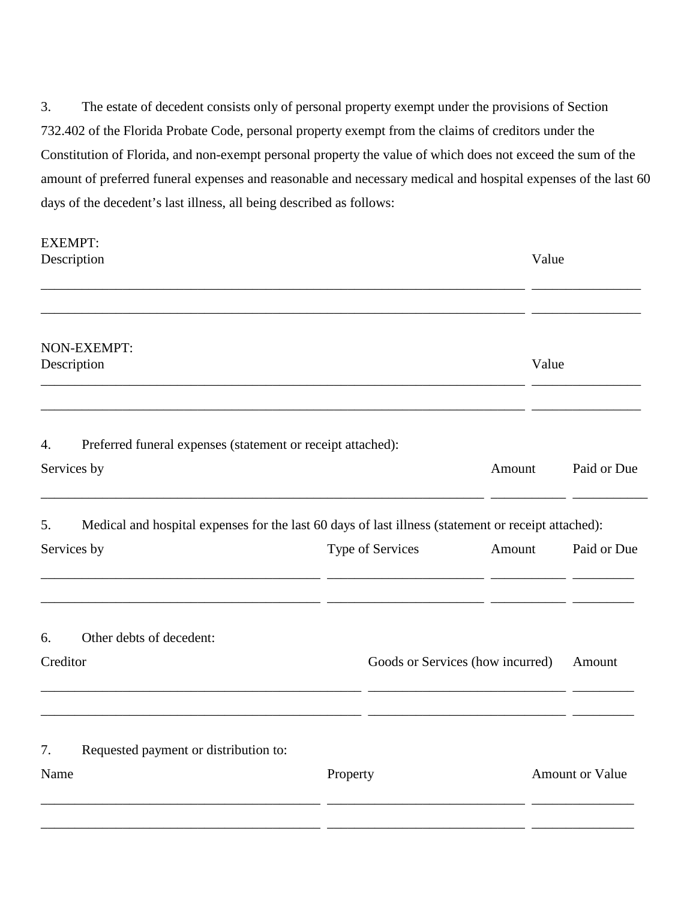3. The estate of decedent consists only of personal property exempt under the provisions of Section 732.402 of the Florida Probate Code, personal property exempt from the claims of creditors under the Constitution of Florida, and non-exempt personal property the value of which does not exceed the sum of the amount of preferred funeral expenses and reasonable and necessary medical and hospital expenses of the last 60 days of the decedent's last illness, all being described as follows:

EXEMPT:

| Description | Value |
|---|---|
| | |
| | |

NON-EXEMPT:

| Description | Value |
|---|---|
| | |
| | |

4. Preferred funeral expenses (statement or receipt attached):

| Services by | Amount | Paid or Due |
|---|---|---|
| | | |

5. Medical and hospital expenses for the last 60 days of last illness (statement or receipt attached):

| Services by | Type of Services | Amount | Paid or Due |
|---|---|---|---|
| | | | |
| | | | |

6. Other debts of decedent:

| Creditor | Goods or Services (how incurred) | Amount |
|---|---|---|
| | | |
| | | |

7. Requested payment or distribution to:

| Name | Property | Amount or Value |
|---|---|---|
| | | |
| | | |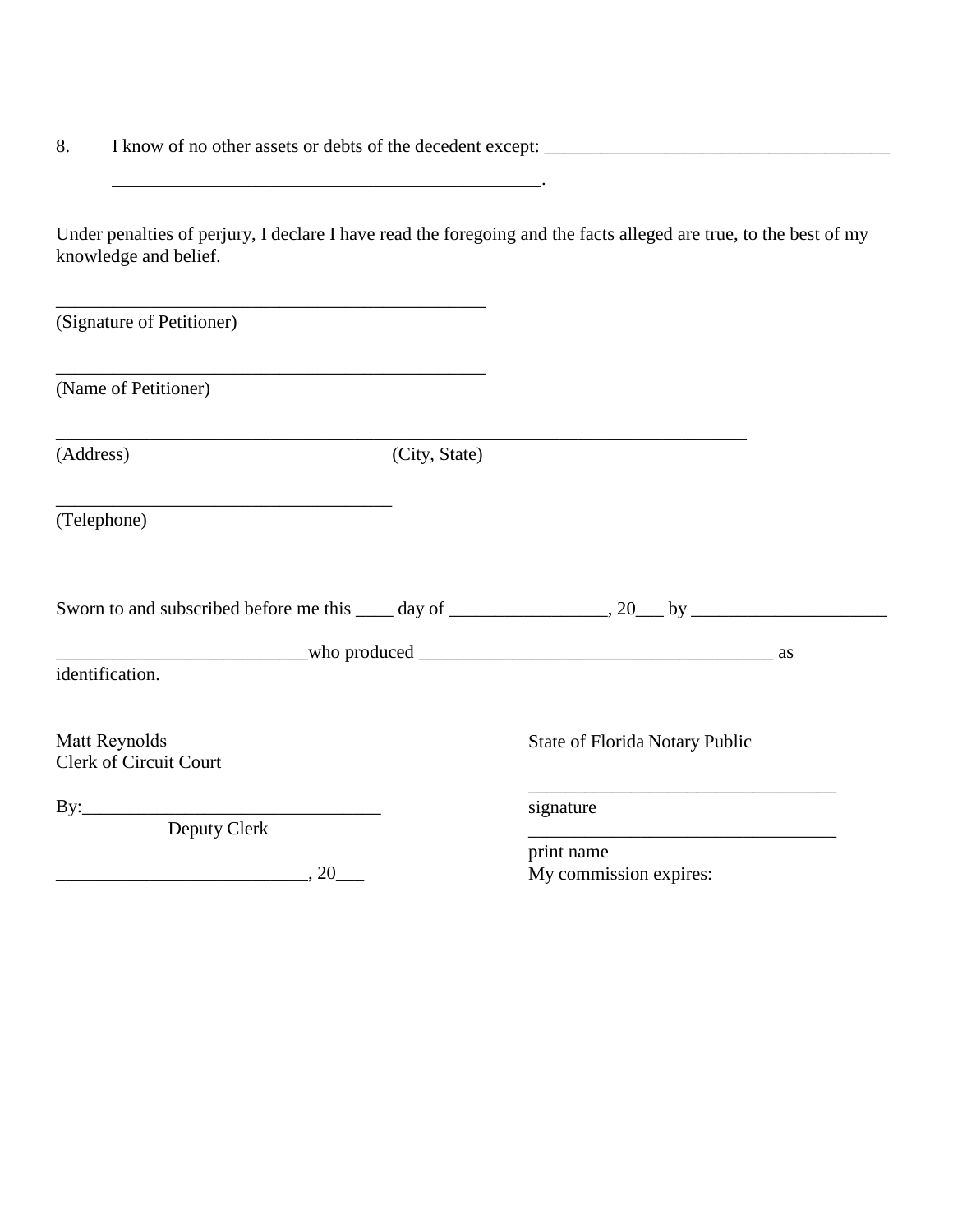8. I know of no other assets or debts of the decedent except: ______________________________________
_______________________________________________.

Under penalties of perjury, I declare I have read the foregoing and the facts alleged are true, to the best of my knowledge and belief.

_______________________________________________
(Signature of Petitioner)

_______________________________________________
(Name of Petitioner)

____________________________________________________________________________
(Address) (City, State)

_____________________________________
(Telephone)

Sworn to and subscribed before me this ____ day of _________________, 20___ by _____________________
___________________________who produced _______________________________________ as identification.

Matt Reynolds
Clerk of Circuit Court

By:________________________________
Deputy Clerk

___________________________, 20___

State of Florida Notary Public

__________________________________
signature
__________________________________
print name
My commission expires: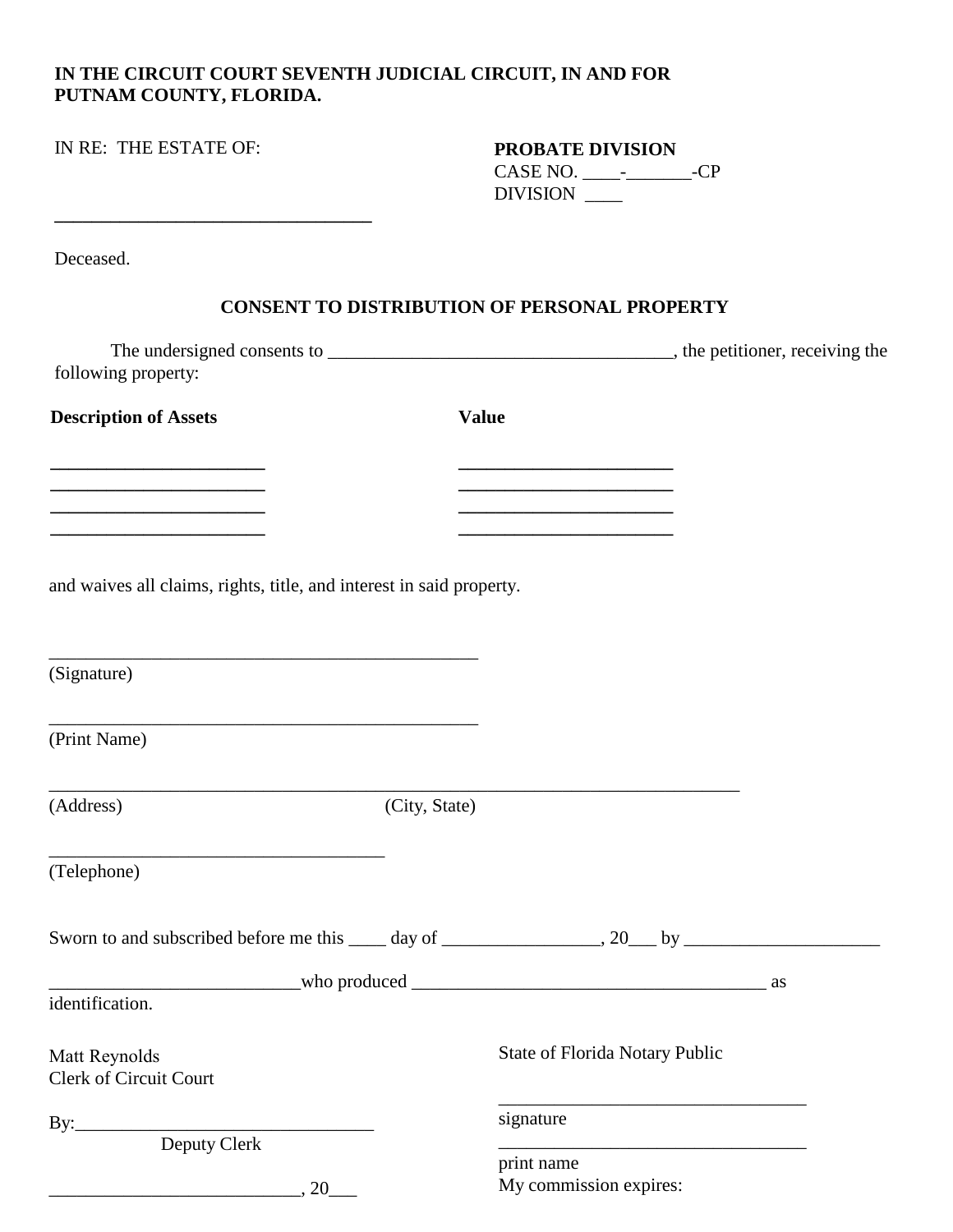**IN THE CIRCUIT COURT SEVENTH JUDICIAL CIRCUIT, IN AND FOR PUTNAM COUNTY, FLORIDA.**

IN RE: THE ESTATE OF:

**PROBATE DIVISION**
CASE NO. ____-_______-CP
DIVISION ____

___________________________________

Deceased.

**CONSENT TO DISTRIBUTION OF PERSONAL PROPERTY**

The undersigned consents to _____________________________________, the petitioner, receiving the following property:

| **Description of Assets** | **Value** |
|---|---|
| _______________________ | _______________________ |
| _______________________ | _______________________ |
| _______________________ | _______________________ |
| _______________________ | _______________________ |

and waives all claims, rights, title, and interest in said property.

_______________________________________________
(Signature)

_______________________________________________
(Print Name)

_____________________________________________________________________________
(Address) (City, State)

_____________________________________
(Telephone)

Sworn to and subscribed before me this ____ day of _________________, 20___ by _____________________

___________________________who produced _______________________________________ as identification.

Matt Reynolds
Clerk of Circuit Court

By:________________________________
Deputy Clerk

___________________________, 20___

State of Florida Notary Public

__________________________________
signature

__________________________________
print name
My commission expires: